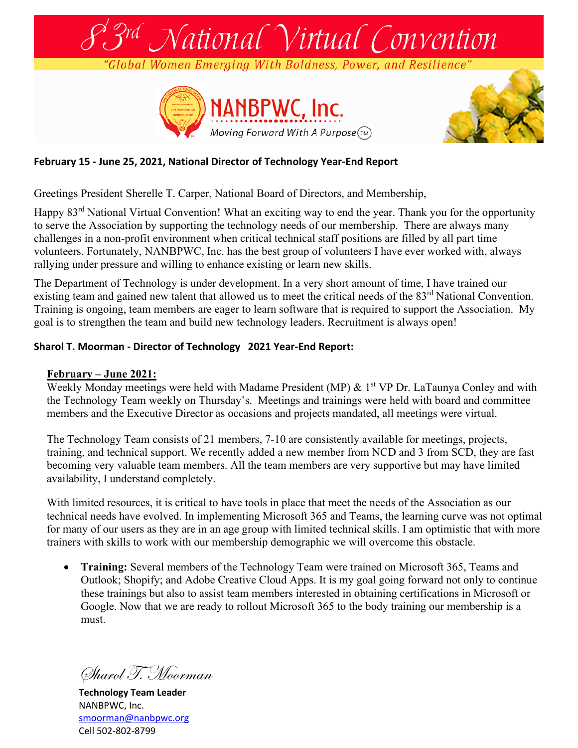# 83rd National Virtual Convention

*"Global Women Emerging With Boldness, Power, and Resilience"*

**NANBPWC, Inc.**

*Moving Forward With A Purpose*(TM)

**February 15 - June 25, 2021, National Director of Technology Year-End Report**

Greetings President Sherelle T. Carper, National Board of Directors, and Membership,

Happy 83rd National Virtual Convention! What an exciting way to end the year. Thank you for the opportunity to serve the Association by supporting the technology needs of our membership. There are always many challenges in a non-profit environment when critical technical staff positions are filled by all part time volunteers. Fortunately, NANBPWC, Inc. has the best group of volunteers I have ever worked with, always rallying under pressure and willing to enhance existing or learn new skills.

The Department of Technology is under development. In a very short amount of time, I have trained our existing team and gained new talent that allowed us to meet the critical needs of the 83rd National Convention. Training is ongoing, team members are eager to learn software that is required to support the Association. My goal is to strengthen the team and build new technology leaders. Recruitment is always open!

**Sharol T. Moorman - Director of Technology 2021 Year-End Report:**

**February – June 2021:**

Weekly Monday meetings were held with Madame President (MP) & 1st VP Dr. LaTaunya Conley and with the Technology Team weekly on Thursday's. Meetings and trainings were held with board and committee members and the Executive Director as occasions and projects mandated, all meetings were virtual.

The Technology Team consists of 21 members, 7-10 are consistently available for meetings, projects, training, and technical support. We recently added a new member from NCD and 3 from SCD, they are fast becoming very valuable team members. All the team members are very supportive but may have limited availability, I understand completely.

With limited resources, it is critical to have tools in place that meet the needs of the Association as our technical needs have evolved. In implementing Microsoft 365 and Teams, the learning curve was not optimal for many of our users as they are in an age group with limited technical skills. I am optimistic that with more trainers with skills to work with our membership demographic we will overcome this obstacle.

- **Training:** Several members of the Technology Team were trained on Microsoft 365, Teams and Outlook; Shopify; and Adobe Creative Cloud Apps. It is my goal going forward not only to continue these trainings but also to assist team members interested in obtaining certifications in Microsoft or Google. Now that we are ready to rollout Microsoft 365 to the body training our membership is a must.

*Sharol T. Moorman*

**Technology Team Leader**
NANBPWC, Inc.
smoorman@nanbpwc.org
Cell 502-802-8799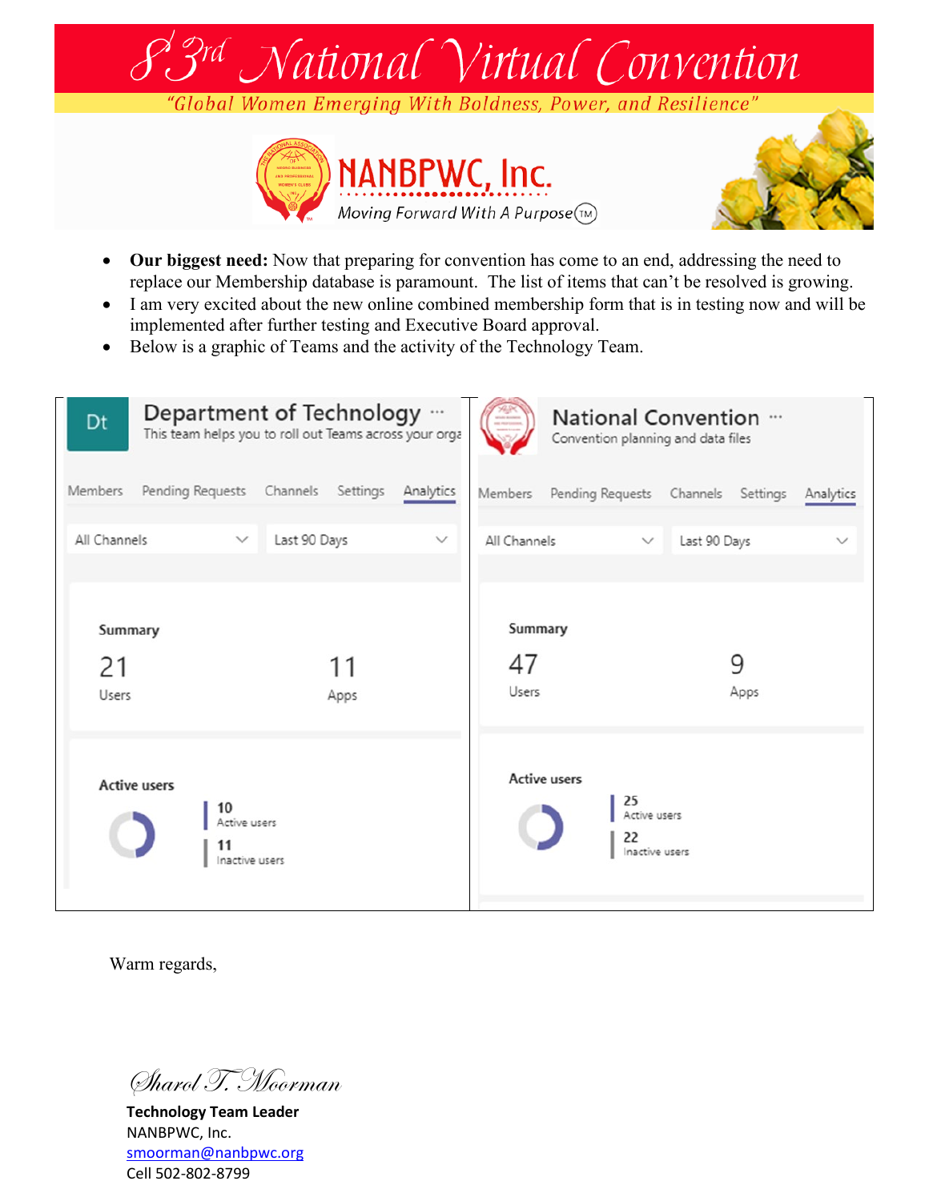# 83rd National Virtual Convention

*"Global Women Emerging With Boldness, Power, and Resilience"*

NANBPWC, Inc.

*Moving Forward With A Purpose™*

- **Our biggest need:** Now that preparing for convention has come to an end, addressing the need to replace our Membership database is paramount. The list of items that can't be resolved is growing.
- I am very excited about the new online combined membership form that is in testing now and will be implemented after further testing and Executive Board approval.
- Below is a graphic of Teams and the activity of the Technology Team.

Dt
Department of Technology ···
This team helps you to roll out Teams across your orga
Members Pending Requests Channels Settings Analytics
All Channels
Last 90 Days
Summary
21
Users
11
Apps
Active users
10
Active users
11
Inactive users

National Convention ···
Convention planning and data files
Members Pending Requests Channels Settings Analytics
All Channels
Last 90 Days
Summary
47
Users
9
Apps
Active users
25
Active users
22
Inactive users

Warm regards,

*Sharol T. Moorman*

**Technology Team Leader**
NANBPWC, Inc.
smoorman@nanbpwc.org
Cell 502-802-8799